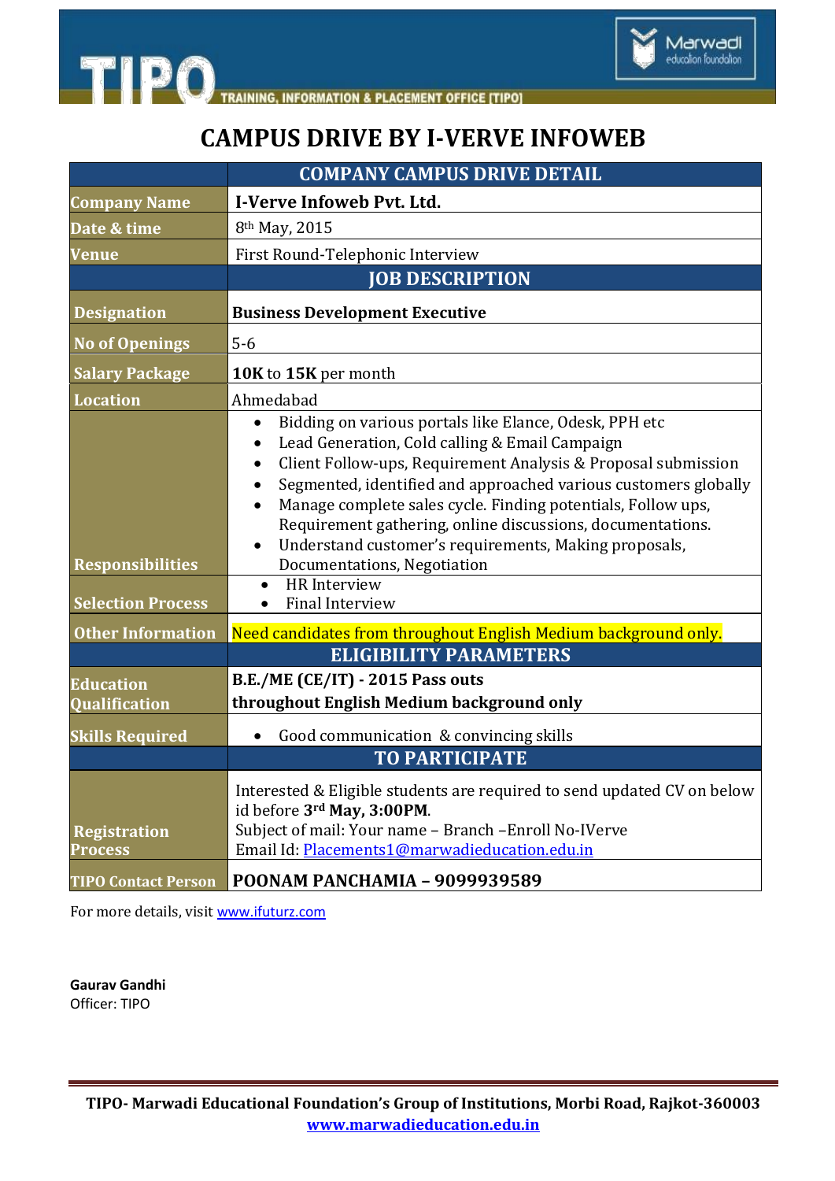# CAMPUS DRIVE BY I-VERVE INFOWEB

| | COMPANY CAMPUS DRIVE DETAIL |
|---|---|
| **Company Name** | **I-Verve Infoweb Pvt. Ltd.** |
| **Date & time** | 8th May, 2015 |
| **Venue** | First Round-Telephonic Interview |
| | **JOB DESCRIPTION** |
| **Designation** | **Business Development Executive** |
| **No of Openings** | 5-6 |
| **Salary Package** | **10K** to **15K** per month |
| **Location** | Ahmedabad |
| **Responsibilities** | • Bidding on various portals like Elance, Odesk, PPH etc<br>• Lead Generation, Cold calling & Email Campaign<br>• Client Follow-ups, Requirement Analysis & Proposal submission<br>• Segmented, identified and approached various customers globally<br>• Manage complete sales cycle. Finding potentials, Follow ups, Requirement gathering, online discussions, documentations.<br>• Understand customer's requirements, Making proposals, Documentations, Negotiation |
| **Selection Process** | • HR Interview<br>• Final Interview |
| **Other Information** | Need candidates from throughout English Medium background only. |
| | **ELIGIBILITY PARAMETERS** |
| **Education Qualification** | **B.E./ME (CE/IT) - 2015 Pass outs**<br>**throughout English Medium background only** |
| **Skills Required** | • Good communication & convincing skills |
| | **TO PARTICIPATE** |
| **Registration Process** | Interested & Eligible students are required to send updated CV on below id before **3rd May, 3:00PM**.<br>Subject of mail: Your name – Branch –Enroll No-IVerve<br>Email Id: Placements1@marwadieducation.edu.in |
| **TIPO Contact Person** | **POONAM PANCHAMIA – 9099939589** |

For more details, visit www.ifuturz.com

**Gaurav Gandhi**
Officer: TIPO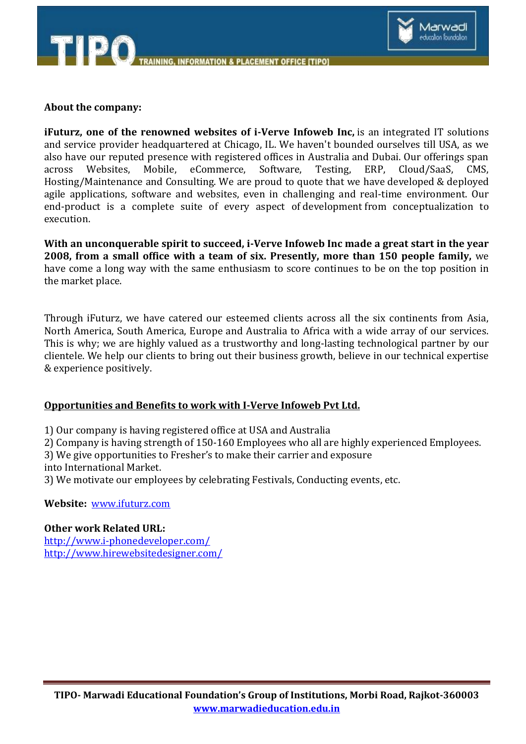**About the company:**

**iFuturz, one of the renowned websites of i-Verve Infoweb Inc,** is an integrated IT solutions and service provider headquartered at Chicago, IL. We haven't bounded ourselves till USA, as we also have our reputed presence with registered offices in Australia and Dubai. Our offerings span across Websites, Mobile, eCommerce, Software, Testing, ERP, Cloud/SaaS, CMS, Hosting/Maintenance and Consulting. We are proud to quote that we have developed & deployed agile applications, software and websites, even in challenging and real-time environment. Our end-product is a complete suite of every aspect of development from conceptualization to execution.

**With an unconquerable spirit to succeed, i-Verve Infoweb Inc made a great start in the year 2008, from a small office with a team of six. Presently, more than 150 people family,** we have come a long way with the same enthusiasm to score continues to be on the top position in the market place.

Through iFuturz, we have catered our esteemed clients across all the six continents from Asia, North America, South America, Europe and Australia to Africa with a wide array of our services. This is why; we are highly valued as a trustworthy and long-lasting technological partner by our clientele. We help our clients to bring out their business growth, believe in our technical expertise & experience positively.

**<u>Opportunities and Benefits to work with I-Verve Infoweb Pvt Ltd.</u>**

1) Our company is having registered office at USA and Australia
2) Company is having strength of 150-160 Employees who all are highly experienced Employees.
3) We give opportunities to Fresher's to make their carrier and exposure into International Market.
3) We motivate our employees by celebrating Festivals, Conducting events, etc.

**Website:** www.ifuturz.com

**Other work Related URL:**
http://www.i-phonedeveloper.com/
http://www.hirewebsitedesigner.com/